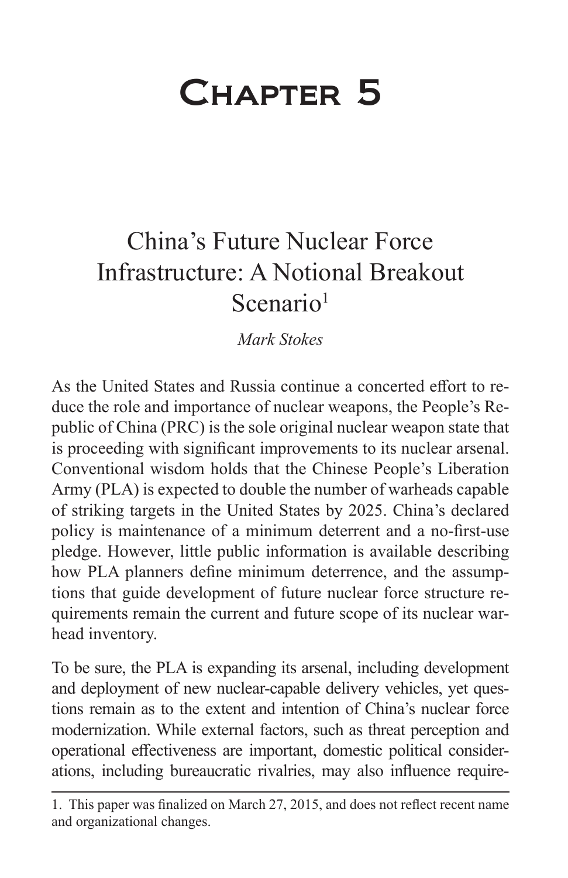# Chapter 5

## China's Future Nuclear Force Infrastructure: A Notional Breakout Scenario[1]

*Mark Stokes*

As the United States and Russia continue a concerted effort to reduce the role and importance of nuclear weapons, the People's Republic of China (PRC) is the sole original nuclear weapon state that is proceeding with significant improvements to its nuclear arsenal. Conventional wisdom holds that the Chinese People's Liberation Army (PLA) is expected to double the number of warheads capable of striking targets in the United States by 2025. China's declared policy is maintenance of a minimum deterrent and a no-first-use pledge. However, little public information is available describing how PLA planners define minimum deterrence, and the assumptions that guide development of future nuclear force structure requirements remain the current and future scope of its nuclear warhead inventory.

To be sure, the PLA is expanding its arsenal, including development and deployment of new nuclear-capable delivery vehicles, yet questions remain as to the extent and intention of China's nuclear force modernization. While external factors, such as threat perception and operational effectiveness are important, domestic political considerations, including bureaucratic rivalries, may also influence require-

1. This paper was finalized on March 27, 2015, and does not reflect recent name and organizational changes.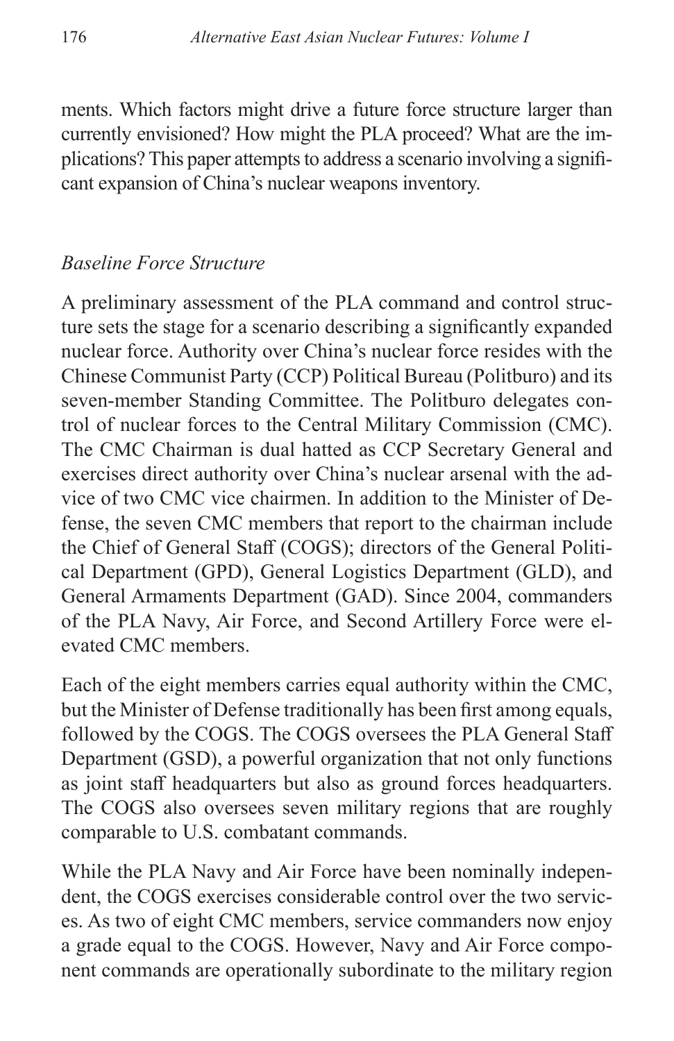ments. Which factors might drive a future force structure larger than currently envisioned? How might the PLA proceed? What are the implications? This paper attempts to address a scenario involving a significant expansion of China's nuclear weapons inventory.

*Baseline Force Structure*

A preliminary assessment of the PLA command and control structure sets the stage for a scenario describing a significantly expanded nuclear force. Authority over China's nuclear force resides with the Chinese Communist Party (CCP) Political Bureau (Politburo) and its seven-member Standing Committee. The Politburo delegates control of nuclear forces to the Central Military Commission (CMC). The CMC Chairman is dual hatted as CCP Secretary General and exercises direct authority over China's nuclear arsenal with the advice of two CMC vice chairmen. In addition to the Minister of Defense, the seven CMC members that report to the chairman include the Chief of General Staff (COGS); directors of the General Political Department (GPD), General Logistics Department (GLD), and General Armaments Department (GAD). Since 2004, commanders of the PLA Navy, Air Force, and Second Artillery Force were elevated CMC members.

Each of the eight members carries equal authority within the CMC, but the Minister of Defense traditionally has been first among equals, followed by the COGS. The COGS oversees the PLA General Staff Department (GSD), a powerful organization that not only functions as joint staff headquarters but also as ground forces headquarters. The COGS also oversees seven military regions that are roughly comparable to U.S. combatant commands.

While the PLA Navy and Air Force have been nominally independent, the COGS exercises considerable control over the two services. As two of eight CMC members, service commanders now enjoy a grade equal to the COGS. However, Navy and Air Force component commands are operationally subordinate to the military region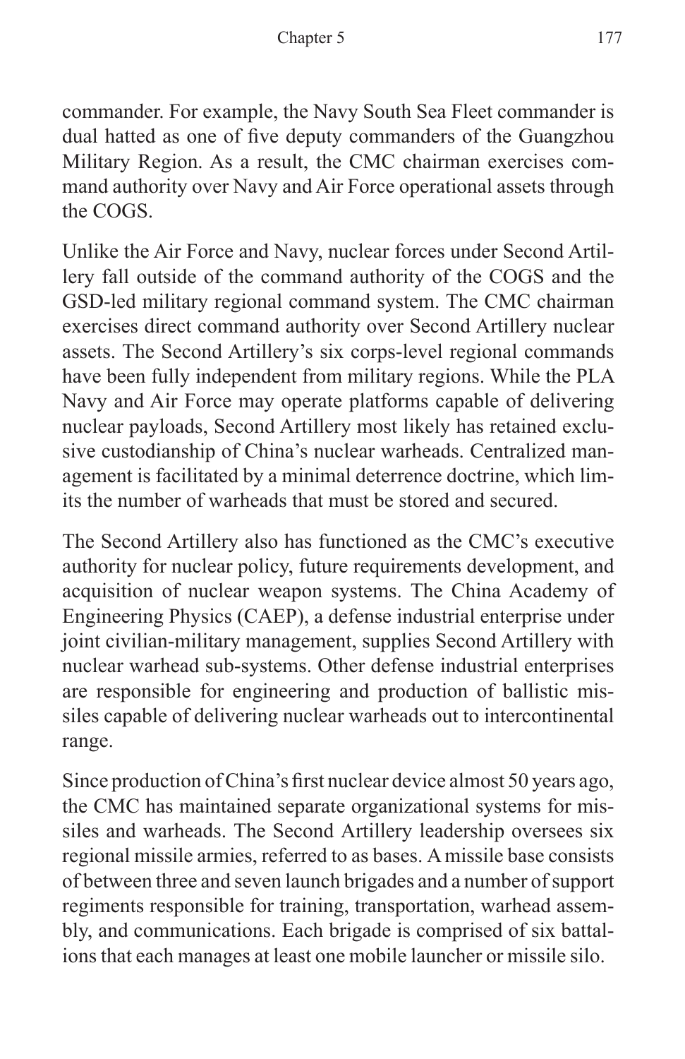commander. For example, the Navy South Sea Fleet commander is dual hatted as one of five deputy commanders of the Guangzhou Military Region. As a result, the CMC chairman exercises command authority over Navy and Air Force operational assets through the COGS.

Unlike the Air Force and Navy, nuclear forces under Second Artillery fall outside of the command authority of the COGS and the GSD-led military regional command system. The CMC chairman exercises direct command authority over Second Artillery nuclear assets. The Second Artillery's six corps-level regional commands have been fully independent from military regions. While the PLA Navy and Air Force may operate platforms capable of delivering nuclear payloads, Second Artillery most likely has retained exclusive custodianship of China's nuclear warheads. Centralized management is facilitated by a minimal deterrence doctrine, which limits the number of warheads that must be stored and secured.

The Second Artillery also has functioned as the CMC's executive authority for nuclear policy, future requirements development, and acquisition of nuclear weapon systems. The China Academy of Engineering Physics (CAEP), a defense industrial enterprise under joint civilian-military management, supplies Second Artillery with nuclear warhead sub-systems. Other defense industrial enterprises are responsible for engineering and production of ballistic missiles capable of delivering nuclear warheads out to intercontinental range.

Since production of China's first nuclear device almost 50 years ago, the CMC has maintained separate organizational systems for missiles and warheads. The Second Artillery leadership oversees six regional missile armies, referred to as bases. A missile base consists of between three and seven launch brigades and a number of support regiments responsible for training, transportation, warhead assembly, and communications. Each brigade is comprised of six battalions that each manages at least one mobile launcher or missile silo.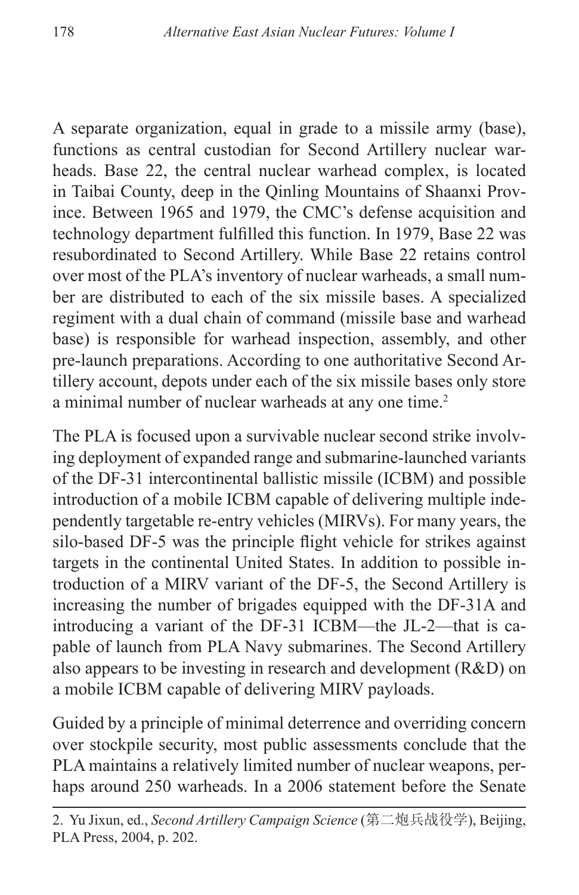A separate organization, equal in grade to a missile army (base), functions as central custodian for Second Artillery nuclear warheads. Base 22, the central nuclear warhead complex, is located in Taibai County, deep in the Qinling Mountains of Shaanxi Province. Between 1965 and 1979, the CMC's defense acquisition and technology department fulfilled this function. In 1979, Base 22 was resubordinated to Second Artillery. While Base 22 retains control over most of the PLA's inventory of nuclear warheads, a small number are distributed to each of the six missile bases. A specialized regiment with a dual chain of command (missile base and warhead base) is responsible for warhead inspection, assembly, and other pre-launch preparations. According to one authoritative Second Artillery account, depots under each of the six missile bases only store a minimal number of nuclear warheads at any one time.[2]

The PLA is focused upon a survivable nuclear second strike involving deployment of expanded range and submarine-launched variants of the DF-31 intercontinental ballistic missile (ICBM) and possible introduction of a mobile ICBM capable of delivering multiple independently targetable re-entry vehicles (MIRVs). For many years, the silo-based DF-5 was the principle flight vehicle for strikes against targets in the continental United States. In addition to possible introduction of a MIRV variant of the DF-5, the Second Artillery is increasing the number of brigades equipped with the DF-31A and introducing a variant of the DF-31 ICBM—the JL-2—that is capable of launch from PLA Navy submarines. The Second Artillery also appears to be investing in research and development (R&D) on a mobile ICBM capable of delivering MIRV payloads.

Guided by a principle of minimal deterrence and overriding concern over stockpile security, most public assessments conclude that the PLA maintains a relatively limited number of nuclear weapons, perhaps around 250 warheads. In a 2006 statement before the Senate

---

2. Yu Jixun, ed., *Second Artillery Campaign Science* (第二炮兵战役学), Beijing, PLA Press, 2004, p. 202.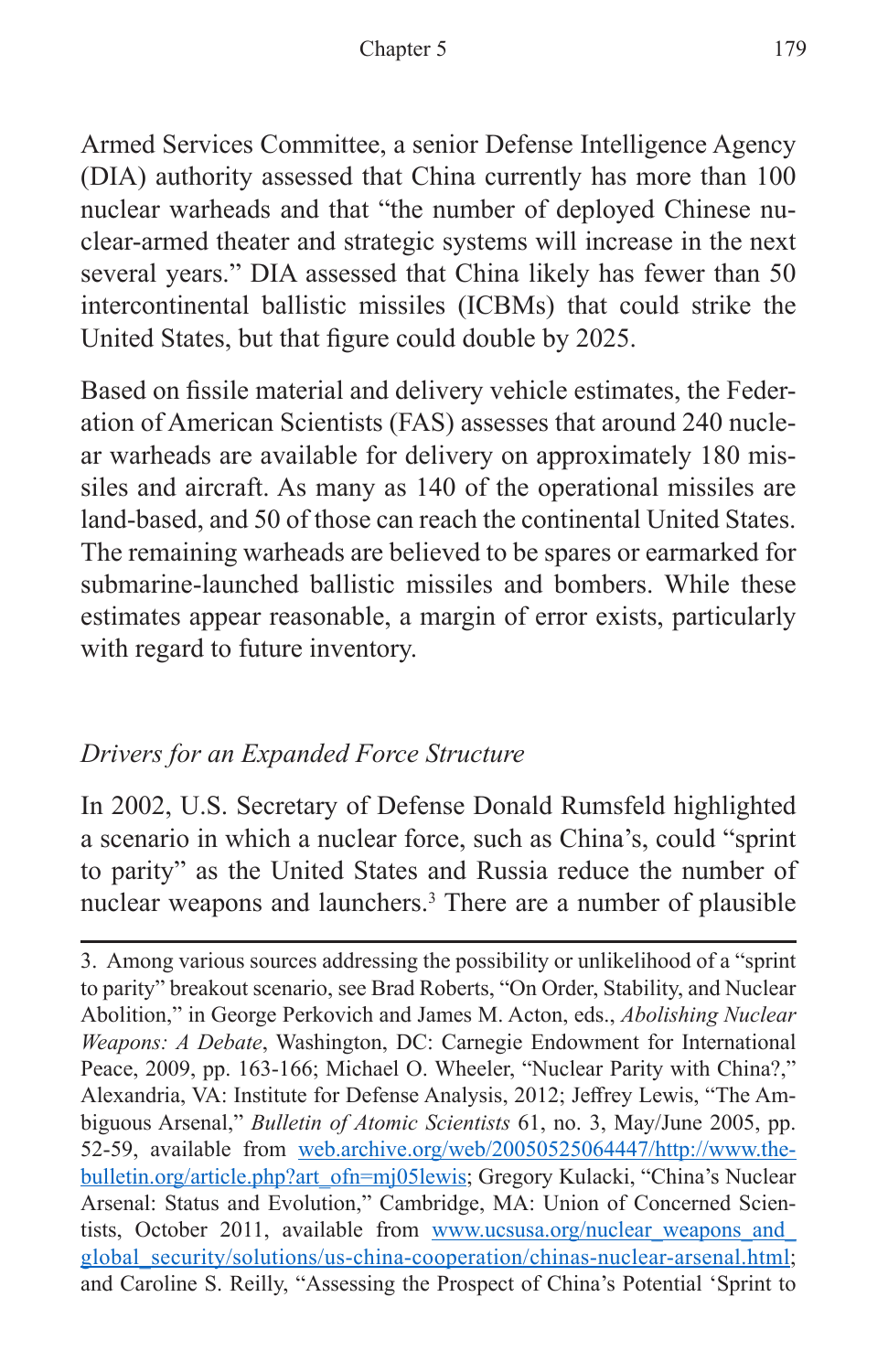Armed Services Committee, a senior Defense Intelligence Agency (DIA) authority assessed that China currently has more than 100 nuclear warheads and that "the number of deployed Chinese nuclear-armed theater and strategic systems will increase in the next several years." DIA assessed that China likely has fewer than 50 intercontinental ballistic missiles (ICBMs) that could strike the United States, but that figure could double by 2025.

Based on fissile material and delivery vehicle estimates, the Federation of American Scientists (FAS) assesses that around 240 nuclear warheads are available for delivery on approximately 180 missiles and aircraft. As many as 140 of the operational missiles are land-based, and 50 of those can reach the continental United States. The remaining warheads are believed to be spares or earmarked for submarine-launched ballistic missiles and bombers. While these estimates appear reasonable, a margin of error exists, particularly with regard to future inventory.

### *Drivers for an Expanded Force Structure*

In 2002, U.S. Secretary of Defense Donald Rumsfeld highlighted a scenario in which a nuclear force, such as China's, could "sprint to parity" as the United States and Russia reduce the number of nuclear weapons and launchers.[3] There are a number of plausible

---

3. Among various sources addressing the possibility or unlikelihood of a "sprint to parity" breakout scenario, see Brad Roberts, "On Order, Stability, and Nuclear Abolition," in George Perkovich and James M. Acton, eds., *Abolishing Nuclear Weapons: A Debate*, Washington, DC: Carnegie Endowment for International Peace, 2009, pp. 163-166; Michael O. Wheeler, "Nuclear Parity with China?," Alexandria, VA: Institute for Defense Analysis, 2012; Jeffrey Lewis, "The Ambiguous Arsenal," *Bulletin of Atomic Scientists* 61, no. 3, May/June 2005, pp. 52-59, available from web.archive.org/web/20050525064447/http://www.thebulletin.org/article.php?art_ofn=mj05lewis; Gregory Kulacki, "China's Nuclear Arsenal: Status and Evolution," Cambridge, MA: Union of Concerned Scientists, October 2011, available from www.ucsusa.org/nuclear_weapons_and_global_security/solutions/us-china-cooperation/chinas-nuclear-arsenal.html; and Caroline S. Reilly, "Assessing the Prospect of China's Potential 'Sprint to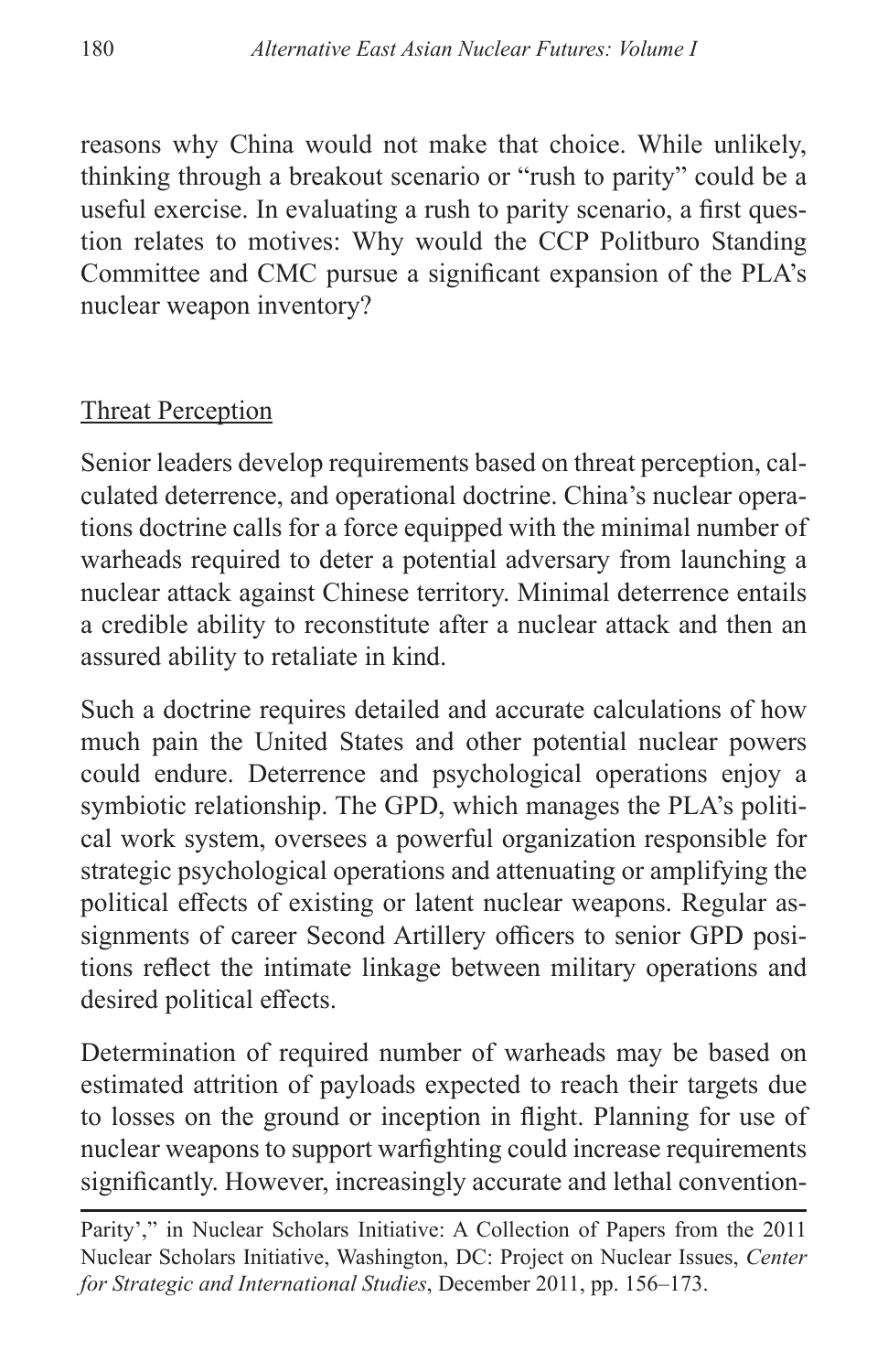reasons why China would not make that choice. While unlikely, thinking through a breakout scenario or "rush to parity" could be a useful exercise. In evaluating a rush to parity scenario, a first question relates to motives: Why would the CCP Politburo Standing Committee and CMC pursue a significant expansion of the PLA's nuclear weapon inventory?

## Threat Perception

Senior leaders develop requirements based on threat perception, calculated deterrence, and operational doctrine. China's nuclear operations doctrine calls for a force equipped with the minimal number of warheads required to deter a potential adversary from launching a nuclear attack against Chinese territory. Minimal deterrence entails a credible ability to reconstitute after a nuclear attack and then an assured ability to retaliate in kind.

Such a doctrine requires detailed and accurate calculations of how much pain the United States and other potential nuclear powers could endure. Deterrence and psychological operations enjoy a symbiotic relationship. The GPD, which manages the PLA's political work system, oversees a powerful organization responsible for strategic psychological operations and attenuating or amplifying the political effects of existing or latent nuclear weapons. Regular assignments of career Second Artillery officers to senior GPD positions reflect the intimate linkage between military operations and desired political effects.

Determination of required number of warheads may be based on estimated attrition of payloads expected to reach their targets due to losses on the ground or inception in flight. Planning for use of nuclear weapons to support warfighting could increase requirements significantly. However, increasingly accurate and lethal convention-

Parity'," in Nuclear Scholars Initiative: A Collection of Papers from the 2011 Nuclear Scholars Initiative, Washington, DC: Project on Nuclear Issues, *Center for Strategic and International Studies*, December 2011, pp. 156–173.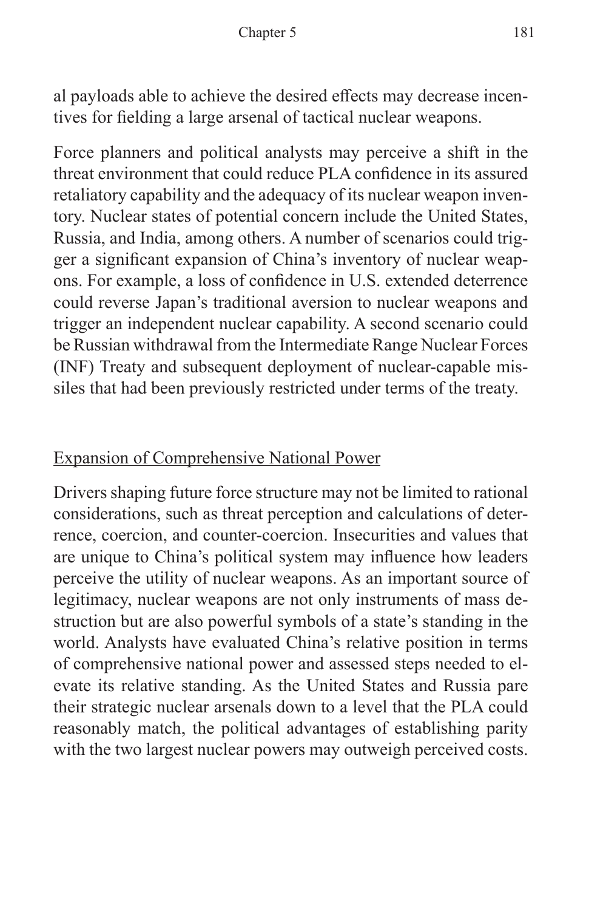al payloads able to achieve the desired effects may decrease incentives for fielding a large arsenal of tactical nuclear weapons.

Force planners and political analysts may perceive a shift in the threat environment that could reduce PLA confidence in its assured retaliatory capability and the adequacy of its nuclear weapon inventory. Nuclear states of potential concern include the United States, Russia, and India, among others. A number of scenarios could trigger a significant expansion of China's inventory of nuclear weapons. For example, a loss of confidence in U.S. extended deterrence could reverse Japan's traditional aversion to nuclear weapons and trigger an independent nuclear capability. A second scenario could be Russian withdrawal from the Intermediate Range Nuclear Forces (INF) Treaty and subsequent deployment of nuclear-capable missiles that had been previously restricted under terms of the treaty.

## Expansion of Comprehensive National Power

Drivers shaping future force structure may not be limited to rational considerations, such as threat perception and calculations of deterrence, coercion, and counter-coercion. Insecurities and values that are unique to China's political system may influence how leaders perceive the utility of nuclear weapons. As an important source of legitimacy, nuclear weapons are not only instruments of mass destruction but are also powerful symbols of a state's standing in the world. Analysts have evaluated China's relative position in terms of comprehensive national power and assessed steps needed to elevate its relative standing. As the United States and Russia pare their strategic nuclear arsenals down to a level that the PLA could reasonably match, the political advantages of establishing parity with the two largest nuclear powers may outweigh perceived costs.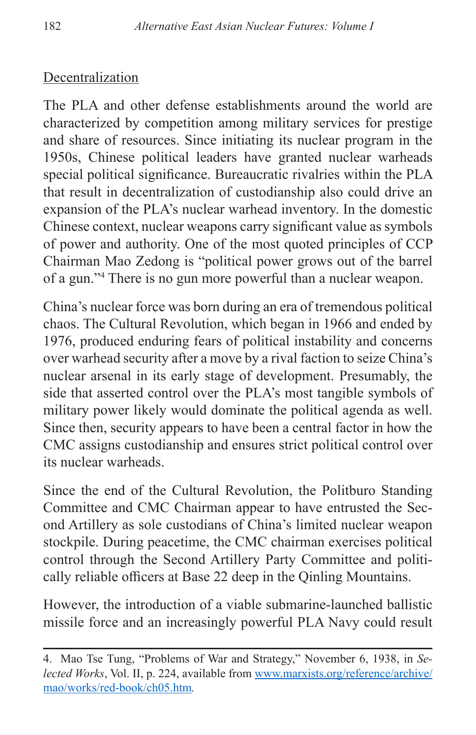Decentralization

The PLA and other defense establishments around the world are characterized by competition among military services for prestige and share of resources. Since initiating its nuclear program in the 1950s, Chinese political leaders have granted nuclear warheads special political significance. Bureaucratic rivalries within the PLA that result in decentralization of custodianship also could drive an expansion of the PLA's nuclear warhead inventory. In the domestic Chinese context, nuclear weapons carry significant value as symbols of power and authority. One of the most quoted principles of CCP Chairman Mao Zedong is "political power grows out of the barrel of a gun."[4] There is no gun more powerful than a nuclear weapon.

China's nuclear force was born during an era of tremendous political chaos. The Cultural Revolution, which began in 1966 and ended by 1976, produced enduring fears of political instability and concerns over warhead security after a move by a rival faction to seize China's nuclear arsenal in its early stage of development. Presumably, the side that asserted control over the PLA's most tangible symbols of military power likely would dominate the political agenda as well. Since then, security appears to have been a central factor in how the CMC assigns custodianship and ensures strict political control over its nuclear warheads.

Since the end of the Cultural Revolution, the Politburo Standing Committee and CMC Chairman appear to have entrusted the Second Artillery as sole custodians of China's limited nuclear weapon stockpile. During peacetime, the CMC chairman exercises political control through the Second Artillery Party Committee and politically reliable officers at Base 22 deep in the Qinling Mountains.

However, the introduction of a viable submarine-launched ballistic missile force and an increasingly powerful PLA Navy could result

---

4. Mao Tse Tung, "Problems of War and Strategy," November 6, 1938, in *Selected Works*, Vol. II, p. 224, available from [www.marxists.org/reference/archive/mao/works/red-book/ch05.htm](www.marxists.org/reference/archive/mao/works/red-book/ch05.htm).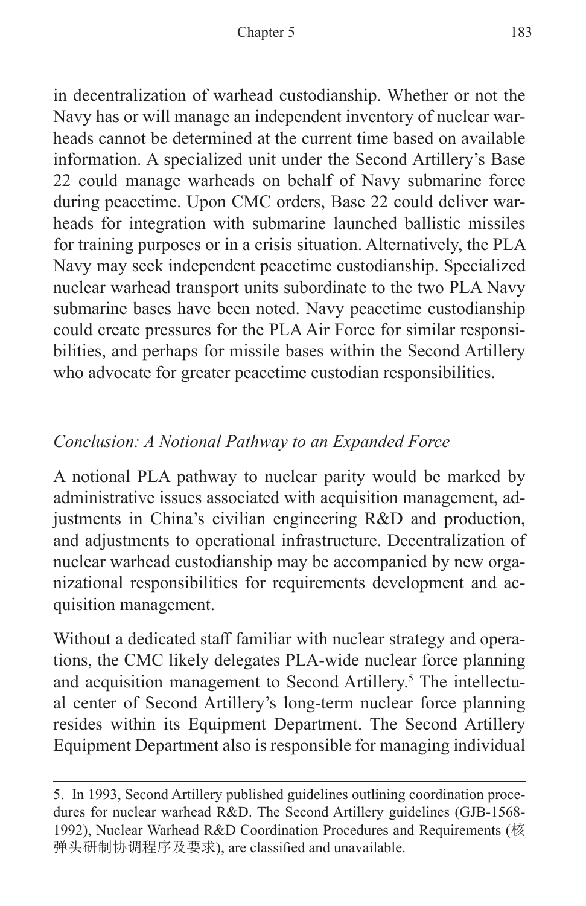in decentralization of warhead custodianship. Whether or not the Navy has or will manage an independent inventory of nuclear warheads cannot be determined at the current time based on available information. A specialized unit under the Second Artillery's Base 22 could manage warheads on behalf of Navy submarine force during peacetime. Upon CMC orders, Base 22 could deliver warheads for integration with submarine launched ballistic missiles for training purposes or in a crisis situation. Alternatively, the PLA Navy may seek independent peacetime custodianship. Specialized nuclear warhead transport units subordinate to the two PLA Navy submarine bases have been noted. Navy peacetime custodianship could create pressures for the PLA Air Force for similar responsibilities, and perhaps for missile bases within the Second Artillery who advocate for greater peacetime custodian responsibilities.

### *Conclusion: A Notional Pathway to an Expanded Force*

A notional PLA pathway to nuclear parity would be marked by administrative issues associated with acquisition management, adjustments in China's civilian engineering R&D and production, and adjustments to operational infrastructure. Decentralization of nuclear warhead custodianship may be accompanied by new organizational responsibilities for requirements development and acquisition management.

Without a dedicated staff familiar with nuclear strategy and operations, the CMC likely delegates PLA-wide nuclear force planning and acquisition management to Second Artillery.[5] The intellectual center of Second Artillery's long-term nuclear force planning resides within its Equipment Department. The Second Artillery Equipment Department also is responsible for managing individual

---

5. In 1993, Second Artillery published guidelines outlining coordination procedures for nuclear warhead R&D. The Second Artillery guidelines (GJB-1568-1992), Nuclear Warhead R&D Coordination Procedures and Requirements (核弹头研制协调程序及要求), are classified and unavailable.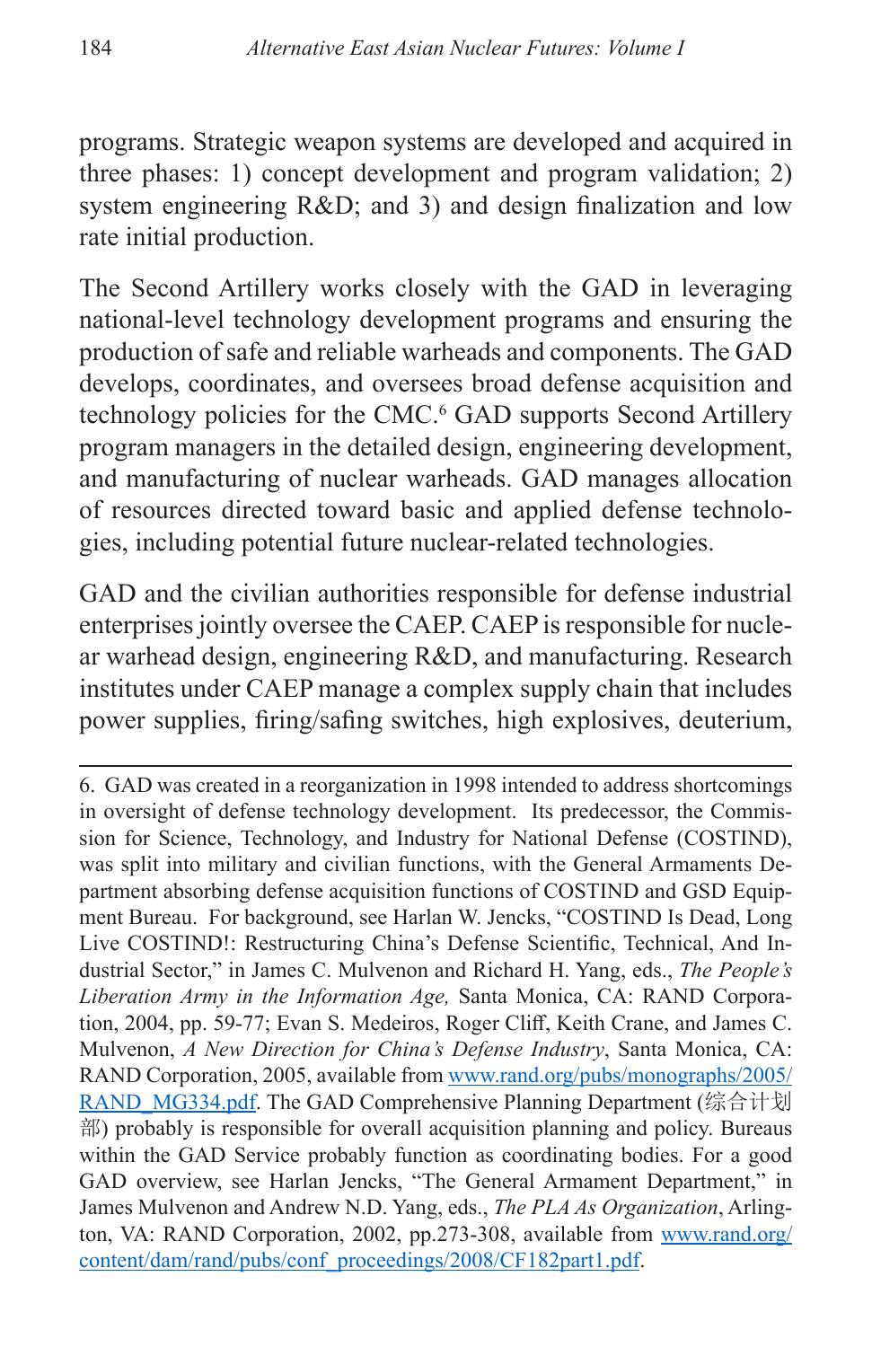programs. Strategic weapon systems are developed and acquired in three phases: 1) concept development and program validation; 2) system engineering R&D; and 3) and design finalization and low rate initial production.

The Second Artillery works closely with the GAD in leveraging national-level technology development programs and ensuring the production of safe and reliable warheads and components. The GAD develops, coordinates, and oversees broad defense acquisition and technology policies for the CMC.[6] GAD supports Second Artillery program managers in the detailed design, engineering development, and manufacturing of nuclear warheads. GAD manages allocation of resources directed toward basic and applied defense technologies, including potential future nuclear-related technologies.

GAD and the civilian authorities responsible for defense industrial enterprises jointly oversee the CAEP. CAEP is responsible for nuclear warhead design, engineering R&D, and manufacturing. Research institutes under CAEP manage a complex supply chain that includes power supplies, firing/safing switches, high explosives, deuterium,

---

6. GAD was created in a reorganization in 1998 intended to address shortcomings in oversight of defense technology development. Its predecessor, the Commission for Science, Technology, and Industry for National Defense (COSTIND), was split into military and civilian functions, with the General Armaments Department absorbing defense acquisition functions of COSTIND and GSD Equipment Bureau. For background, see Harlan W. Jencks, "COSTIND Is Dead, Long Live COSTIND!: Restructuring China's Defense Scientific, Technical, And Industrial Sector," in James C. Mulvenon and Richard H. Yang, eds., *The People's Liberation Army in the Information Age,* Santa Monica, CA: RAND Corporation, 2004, pp. 59-77; Evan S. Medeiros, Roger Cliff, Keith Crane, and James C. Mulvenon, *A New Direction for China's Defense Industry*, Santa Monica, CA: RAND Corporation, 2005, available from [www.rand.org/pubs/monographs/2005/RAND_MG334.pdf](www.rand.org/pubs/monographs/2005/RAND_MG334.pdf). The GAD Comprehensive Planning Department (综合计划部) probably is responsible for overall acquisition planning and policy. Bureaus within the GAD Service probably function as coordinating bodies. For a good GAD overview, see Harlan Jencks, "The General Armament Department," in James Mulvenon and Andrew N.D. Yang, eds., *The PLA As Organization*, Arlington, VA: RAND Corporation, 2002, pp.273-308, available from [www.rand.org/content/dam/rand/pubs/conf_proceedings/2008/CF182part1.pdf](www.rand.org/content/dam/rand/pubs/conf_proceedings/2008/CF182part1.pdf).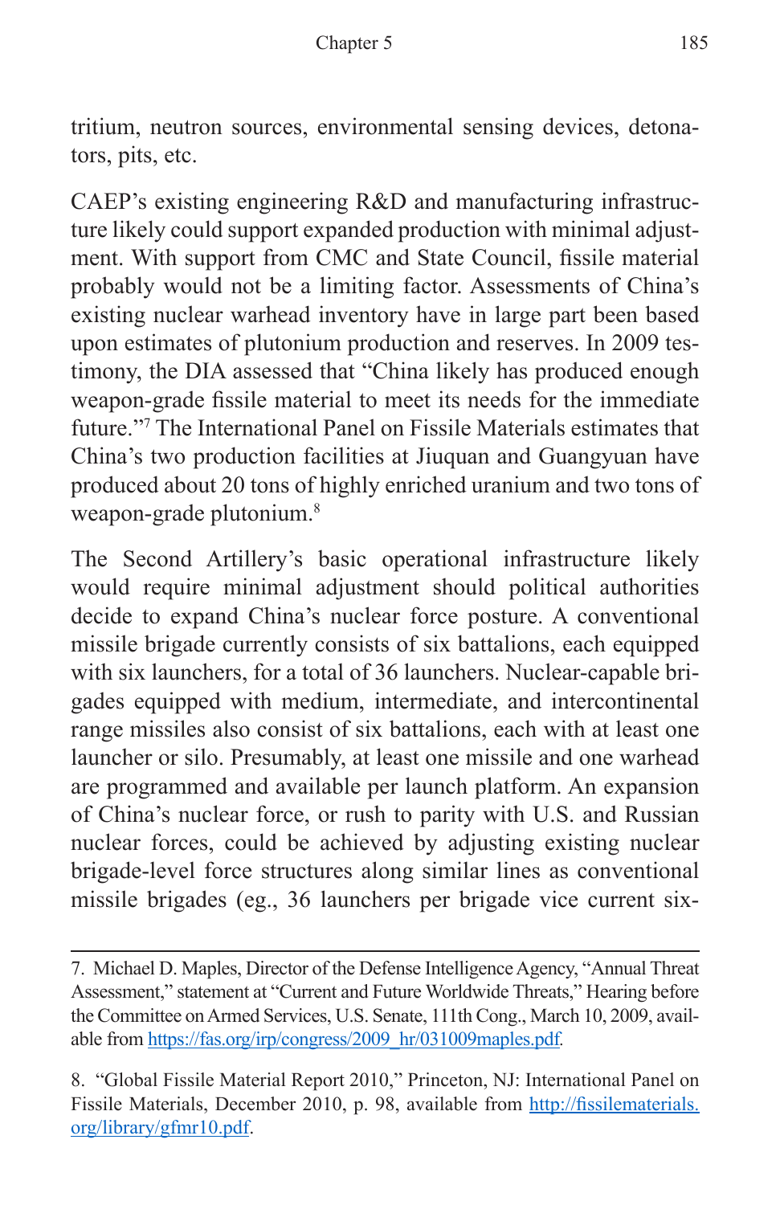tritium, neutron sources, environmental sensing devices, detonators, pits, etc.

CAEP's existing engineering R&D and manufacturing infrastructure likely could support expanded production with minimal adjustment. With support from CMC and State Council, fissile material probably would not be a limiting factor. Assessments of China's existing nuclear warhead inventory have in large part been based upon estimates of plutonium production and reserves. In 2009 testimony, the DIA assessed that "China likely has produced enough weapon-grade fissile material to meet its needs for the immediate future."[7] The International Panel on Fissile Materials estimates that China's two production facilities at Jiuquan and Guangyuan have produced about 20 tons of highly enriched uranium and two tons of weapon-grade plutonium.[8]

The Second Artillery's basic operational infrastructure likely would require minimal adjustment should political authorities decide to expand China's nuclear force posture. A conventional missile brigade currently consists of six battalions, each equipped with six launchers, for a total of 36 launchers. Nuclear-capable brigades equipped with medium, intermediate, and intercontinental range missiles also consist of six battalions, each with at least one launcher or silo. Presumably, at least one missile and one warhead are programmed and available per launch platform. An expansion of China's nuclear force, or rush to parity with U.S. and Russian nuclear forces, could be achieved by adjusting existing nuclear brigade-level force structures along similar lines as conventional missile brigades (eg., 36 launchers per brigade vice current six-

---

7. Michael D. Maples, Director of the Defense Intelligence Agency, "Annual Threat Assessment," statement at "Current and Future Worldwide Threats," Hearing before the Committee on Armed Services, U.S. Senate, 111th Cong., March 10, 2009, available from https://fas.org/irp/congress/2009_hr/031009maples.pdf.

8. "Global Fissile Material Report 2010," Princeton, NJ: International Panel on Fissile Materials, December 2010, p. 98, available from http://fissilematerials.org/library/gfmr10.pdf.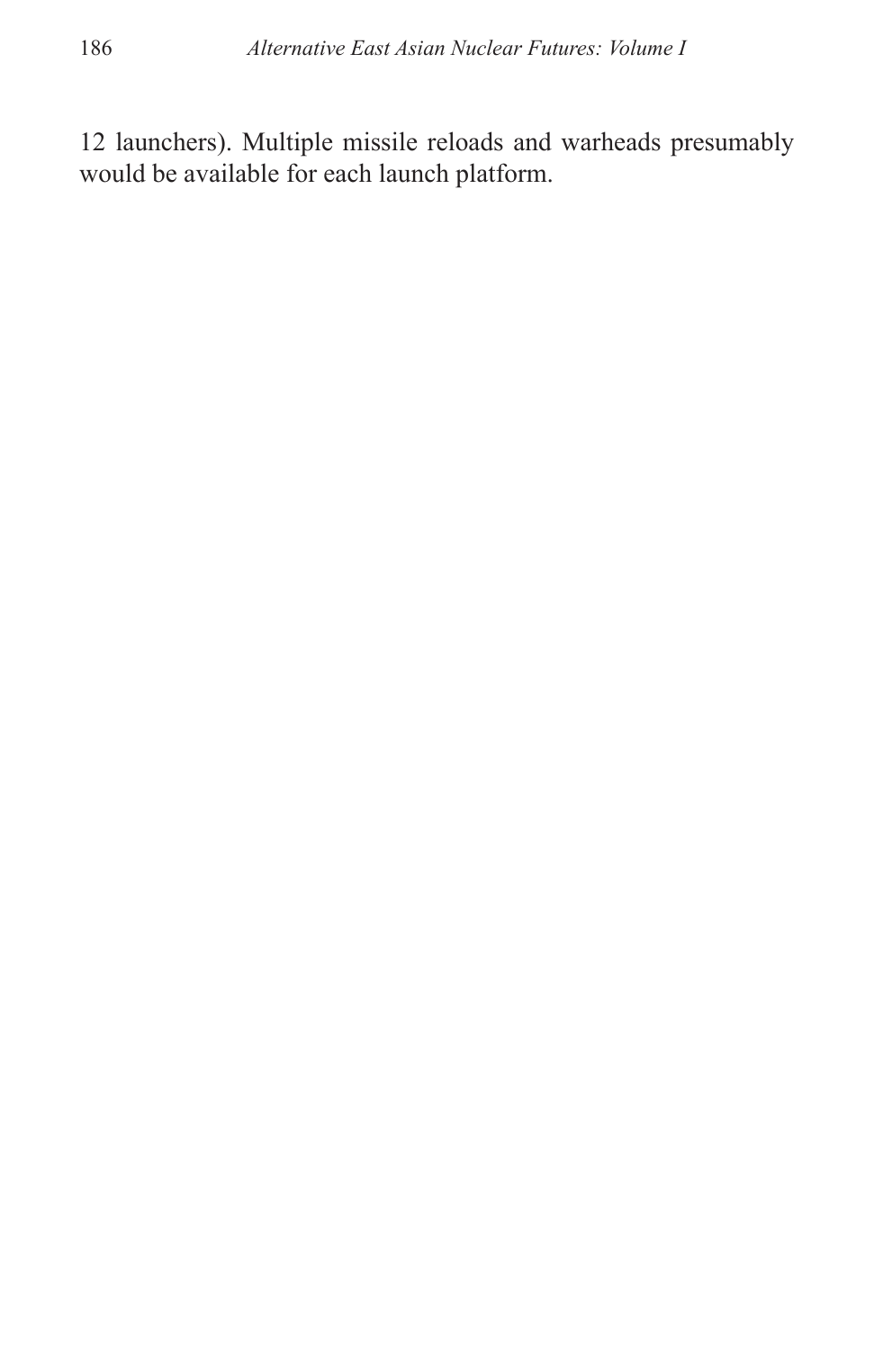12 launchers). Multiple missile reloads and warheads presumably would be available for each launch platform.